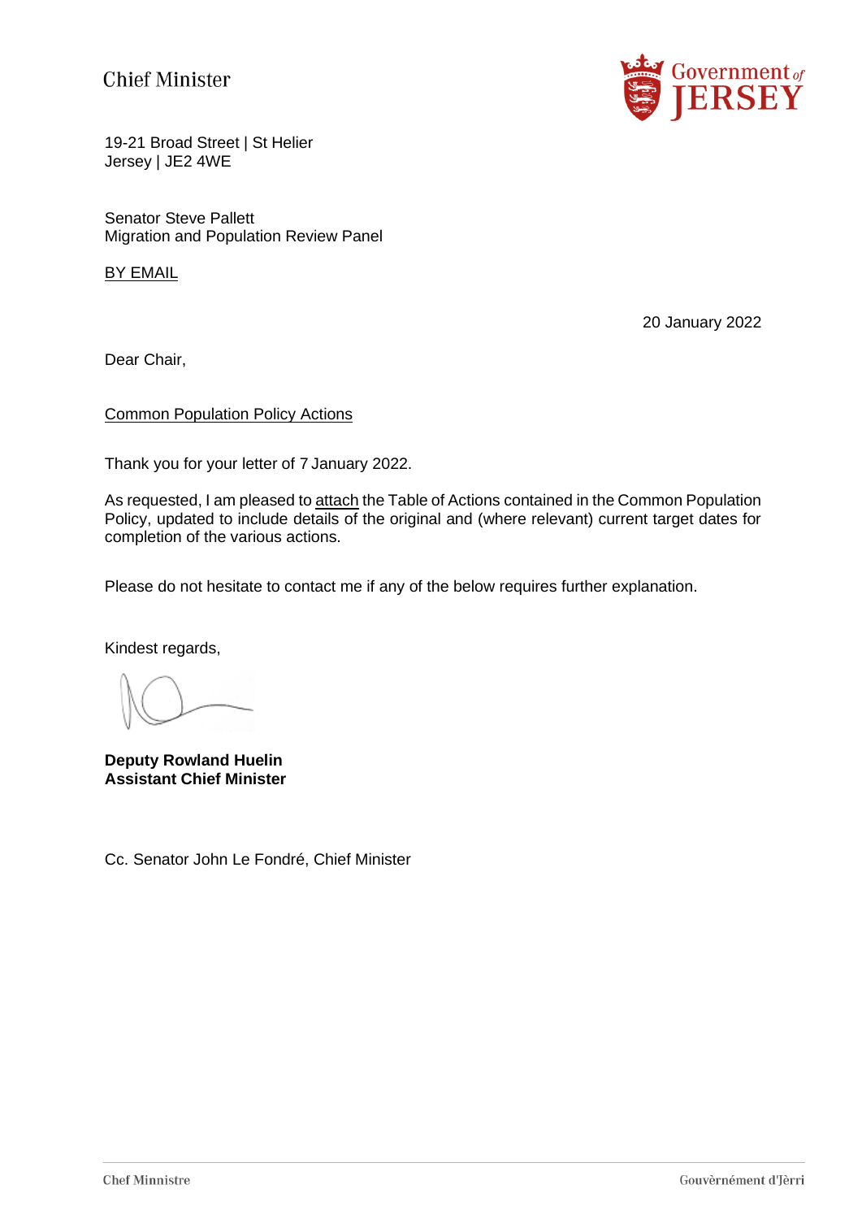Chief Minister

19-21 Broad Street | St Helier
Jersey | JE2 4WE

Senator Steve Pallett
Migration and Population Review Panel

BY EMAIL

20 January 2022

Dear Chair,

Common Population Policy Actions

Thank you for your letter of 7 January 2022.

As requested, I am pleased to attach the Table of Actions contained in the Common Population Policy, updated to include details of the original and (where relevant) current target dates for completion of the various actions.

Please do not hesitate to contact me if any of the below requires further explanation.

Kindest regards,

**Deputy Rowland Huelin**
**Assistant Chief Minister**

Cc. Senator John Le Fondré, Chief Minister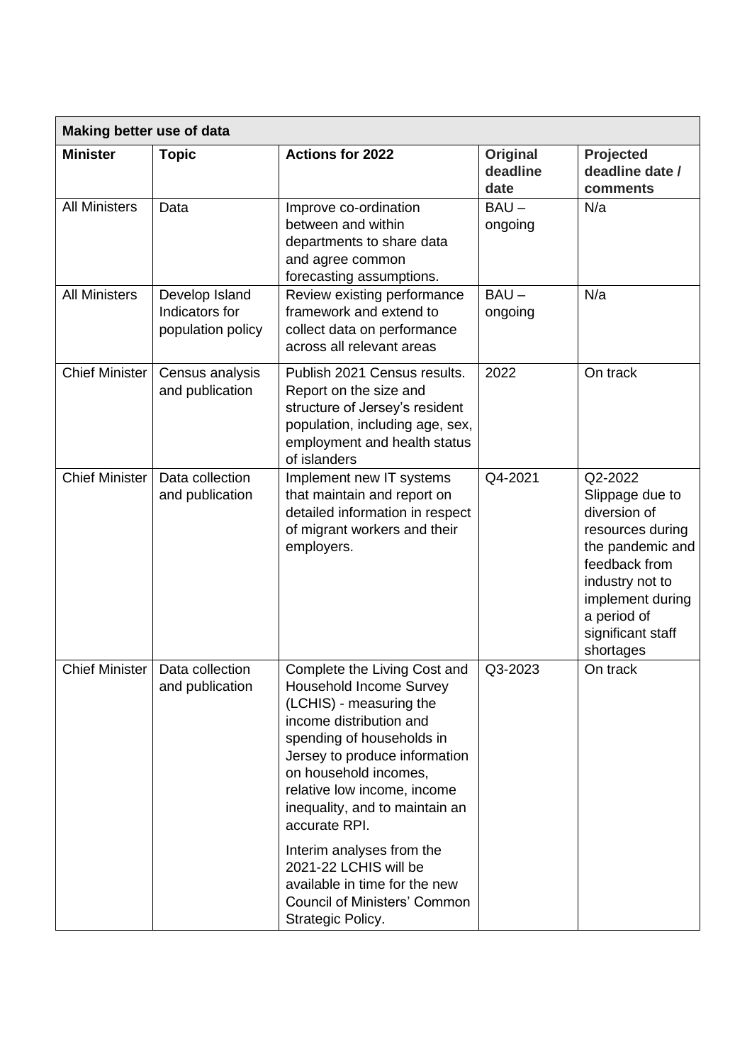| Making better use of data | | | | |
|---|---|---|---|---|
| **Minister** | **Topic** | **Actions for 2022** | **Original deadline date** | **Projected deadline date / comments** |
| All Ministers | Data | Improve co-ordination between and within departments to share data and agree common forecasting assumptions. | BAU – ongoing | N/a |
| All Ministers | Develop Island Indicators for population policy | Review existing performance framework and extend to collect data on performance across all relevant areas | BAU – ongoing | N/a |
| Chief Minister | Census analysis and publication | Publish 2021 Census results. Report on the size and structure of Jersey's resident population, including age, sex, employment and health status of islanders | 2022 | On track |
| Chief Minister | Data collection and publication | Implement new IT systems that maintain and report on detailed information in respect of migrant workers and their employers. | Q4-2021 | Q2-2022 Slippage due to diversion of resources during the pandemic and feedback from industry not to implement during a period of significant staff shortages |
| Chief Minister | Data collection and publication | Complete the Living Cost and Household Income Survey (LCHIS) - measuring the income distribution and spending of households in Jersey to produce information on household incomes, relative low income, income inequality, and to maintain an accurate RPI. Interim analyses from the 2021-22 LCHIS will be available in time for the new Council of Ministers' Common Strategic Policy. | Q3-2023 | On track |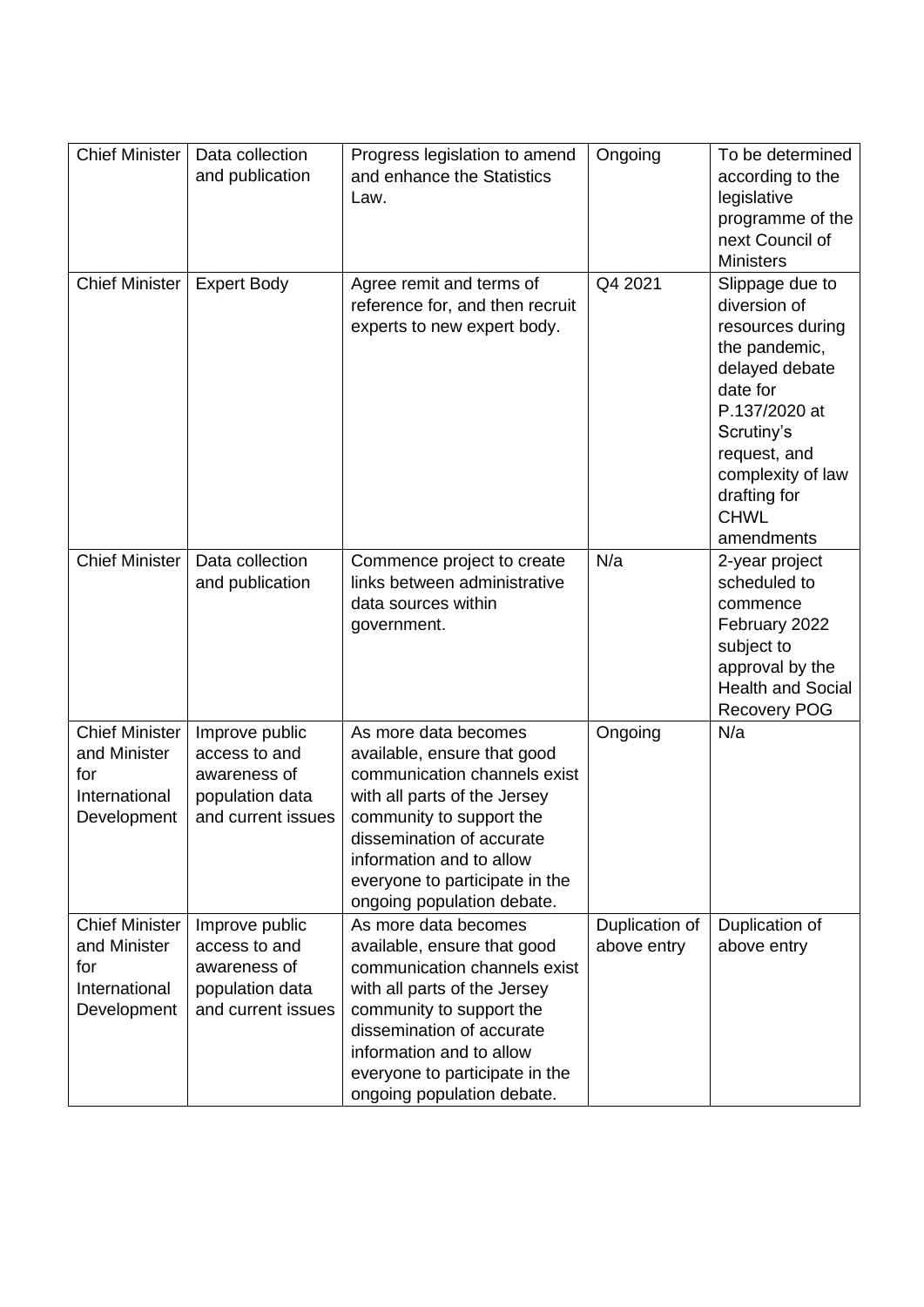| Chief Minister | Data collection and publication | Progress legislation to amend and enhance the Statistics Law. | Ongoing | To be determined according to the legislative programme of the next Council of Ministers |
|---|---|---|---|---|
| Chief Minister | Expert Body | Agree remit and terms of reference for, and then recruit experts to new expert body. | Q4 2021 | Slippage due to diversion of resources during the pandemic, delayed debate date for P.137/2020 at Scrutiny's request, and complexity of law drafting for CHWL amendments |
| Chief Minister | Data collection and publication | Commence project to create links between administrative data sources within government. | N/a | 2-year project scheduled to commence February 2022 subject to approval by the Health and Social Recovery POG |
| Chief Minister and Minister for International Development | Improve public access to and awareness of population data and current issues | As more data becomes available, ensure that good communication channels exist with all parts of the Jersey community to support the dissemination of accurate information and to allow everyone to participate in the ongoing population debate. | Ongoing | N/a |
| Chief Minister and Minister for International Development | Improve public access to and awareness of population data and current issues | As more data becomes available, ensure that good communication channels exist with all parts of the Jersey community to support the dissemination of accurate information and to allow everyone to participate in the ongoing population debate. | Duplication of above entry | Duplication of above entry |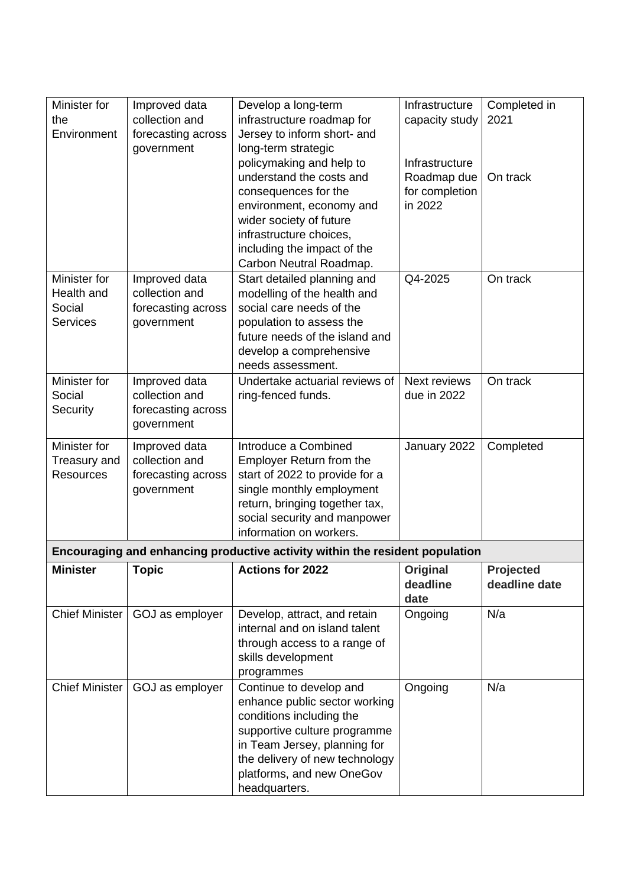| Minister for the Environment | Improved data collection and forecasting across government | Develop a long-term infrastructure roadmap for Jersey to inform short- and long-term strategic policymaking and help to understand the costs and consequences for the environment, economy and wider society of future infrastructure choices, including the impact of the Carbon Neutral Roadmap. | Infrastructure capacity study<br><br>Infrastructure Roadmap due for completion in 2022 | Completed in 2021<br><br>On track |
|---|---|---|---|---|
| Minister for Health and Social Services | Improved data collection and forecasting across government | Start detailed planning and modelling of the health and social care needs of the population to assess the future needs of the island and develop a comprehensive needs assessment. | Q4-2025 | On track |
| Minister for Social Security | Improved data collection and forecasting across government | Undertake actuarial reviews of ring-fenced funds. | Next reviews due in 2022 | On track |
| Minister for Treasury and Resources | Improved data collection and forecasting across government | Introduce a Combined Employer Return from the start of 2022 to provide for a single monthly employment return, bringing together tax, social security and manpower information on workers. | January 2022 | Completed |

**Encouraging and enhancing productive activity within the resident population**

| **Minister** | **Topic** | **Actions for 2022** | **Original deadline date** | **Projected deadline date** |
|---|---|---|---|---|
| Chief Minister | GOJ as employer | Develop, attract, and retain internal and on island talent through access to a range of skills development programmes | Ongoing | N/a |
| Chief Minister | GOJ as employer | Continue to develop and enhance public sector working conditions including the supportive culture programme in Team Jersey, planning for the delivery of new technology platforms, and new OneGov headquarters. | Ongoing | N/a |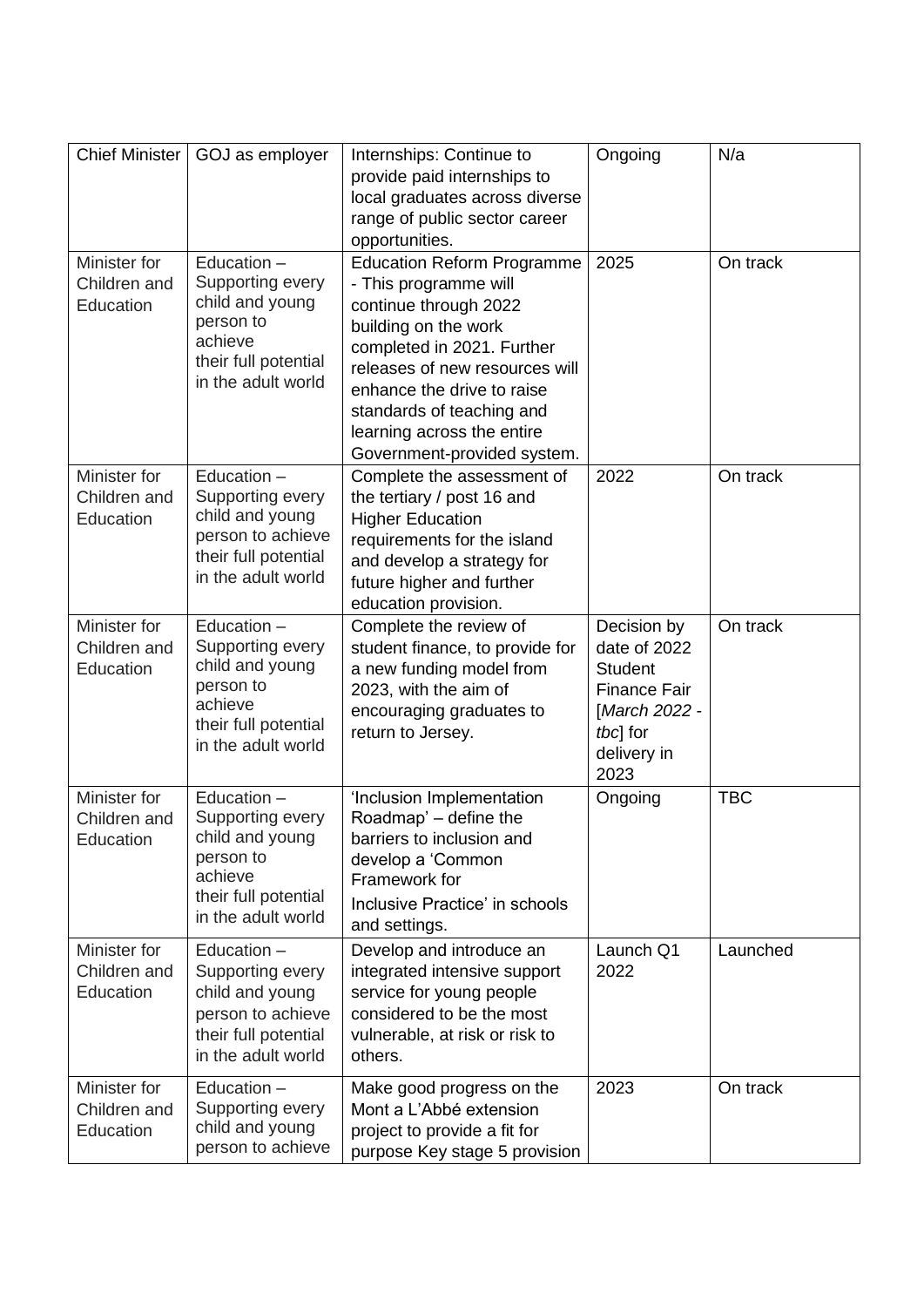| | | | | |
|---|---|---|---|---|
| Chief Minister | GOJ as employer | Internships: Continue to provide paid internships to local graduates across diverse range of public sector career opportunities. | Ongoing | N/a |
| Minister for Children and Education | Education – Supporting every child and young person to achieve their full potential in the adult world | Education Reform Programme - This programme will continue through 2022 building on the work completed in 2021. Further releases of new resources will enhance the drive to raise standards of teaching and learning across the entire Government-provided system. | 2025 | On track |
| Minister for Children and Education | Education – Supporting every child and young person to achieve their full potential in the adult world | Complete the assessment of the tertiary / post 16 and Higher Education requirements for the island and develop a strategy for future higher and further education provision. | 2022 | On track |
| Minister for Children and Education | Education – Supporting every child and young person to achieve their full potential in the adult world | Complete the review of student finance, to provide for a new funding model from 2023, with the aim of encouraging graduates to return to Jersey. | Decision by date of 2022 Student Finance Fair [*March 2022 - tbc*] for delivery in 2023 | On track |
| Minister for Children and Education | Education – Supporting every child and young person to achieve their full potential in the adult world | 'Inclusion Implementation Roadmap' – define the barriers to inclusion and develop a 'Common Framework for Inclusive Practice' in schools and settings. | Ongoing | TBC |
| Minister for Children and Education | Education – Supporting every child and young person to achieve their full potential in the adult world | Develop and introduce an integrated intensive support service for young people considered to be the most vulnerable, at risk or risk to others. | Launch Q1 2022 | Launched |
| Minister for Children and Education | Education – Supporting every child and young person to achieve | Make good progress on the Mont a L'Abbé extension project to provide a fit for purpose Key stage 5 provision | 2023 | On track |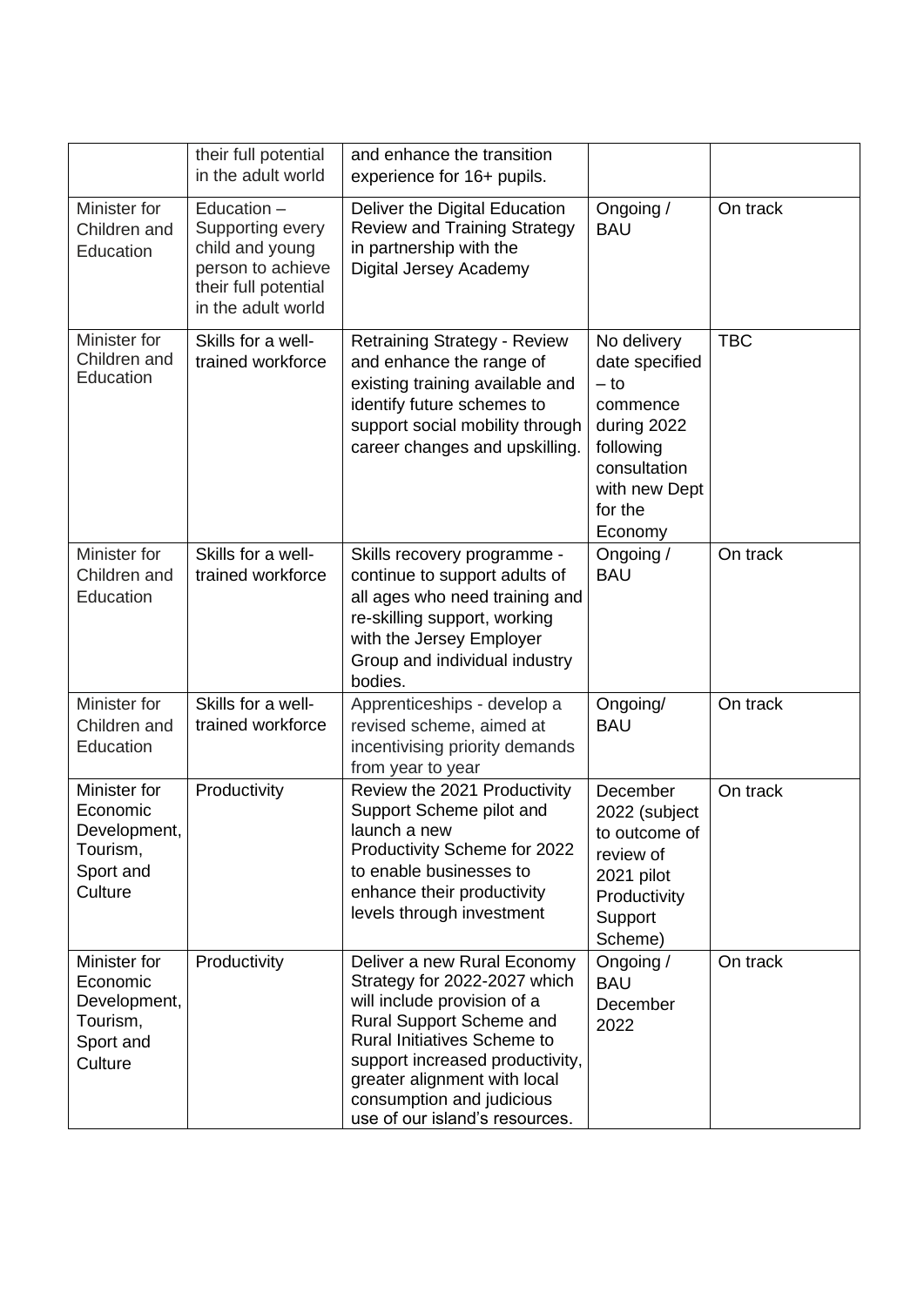|  |  |  |  |  |
|---|---|---|---|---|
|  | their full potential in the adult world | and enhance the transition experience for 16+ pupils. |  |  |
| Minister for Children and Education | Education – Supporting every child and young person to achieve their full potential in the adult world | Deliver the Digital Education Review and Training Strategy in partnership with the Digital Jersey Academy | Ongoing / BAU | On track |
| Minister for Children and Education | Skills for a well-trained workforce | Retraining Strategy - Review and enhance the range of existing training available and identify future schemes to support social mobility through career changes and upskilling. | No delivery date specified – to commence during 2022 following consultation with new Dept for the Economy | TBC |
| Minister for Children and Education | Skills for a well-trained workforce | Skills recovery programme - continue to support adults of all ages who need training and re-skilling support, working with the Jersey Employer Group and individual industry bodies. | Ongoing / BAU | On track |
| Minister for Children and Education | Skills for a well-trained workforce | Apprenticeships - develop a revised scheme, aimed at incentivising priority demands from year to year | Ongoing/ BAU | On track |
| Minister for Economic Development, Tourism, Sport and Culture | Productivity | Review the 2021 Productivity Support Scheme pilot and launch a new Productivity Scheme for 2022 to enable businesses to enhance their productivity levels through investment | December 2022 (subject to outcome of review of 2021 pilot Productivity Support Scheme) | On track |
| Minister for Economic Development, Tourism, Sport and Culture | Productivity | Deliver a new Rural Economy Strategy for 2022-2027 which will include provision of a Rural Support Scheme and Rural Initiatives Scheme to support increased productivity, greater alignment with local consumption and judicious use of our island's resources. | Ongoing / BAU December 2022 | On track |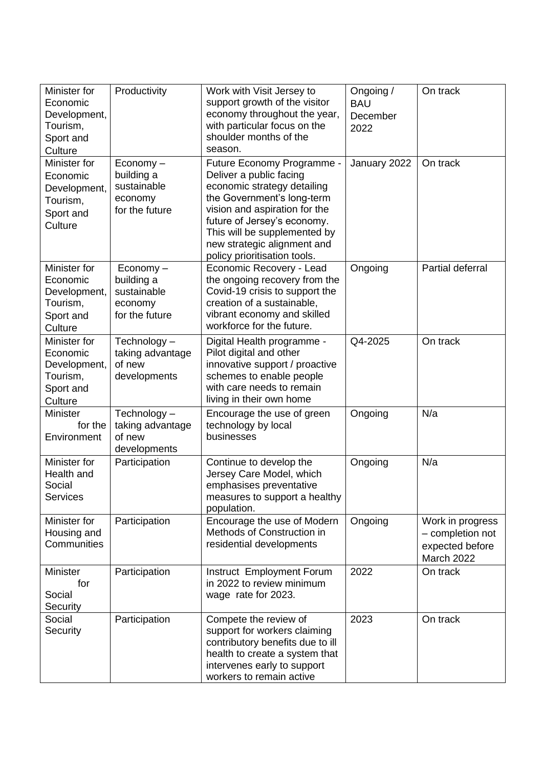| Minister for Economic Development, Tourism, Sport and Culture | Productivity | Work with Visit Jersey to support growth of the visitor economy throughout the year, with particular focus on the shoulder months of the season. | Ongoing / BAU December 2022 | On track |
|---|---|---|---|---|
| Minister for Economic Development, Tourism, Sport and Culture | Economy – building a sustainable economy for the future | Future Economy Programme - Deliver a public facing economic strategy detailing the Government's long-term vision and aspiration for the future of Jersey's economy. This will be supplemented by new strategic alignment and policy prioritisation tools. | January 2022 | On track |
| Minister for Economic Development, Tourism, Sport and Culture | Economy – building a sustainable economy for the future | Economic Recovery - Lead the ongoing recovery from the Covid-19 crisis to support the creation of a sustainable, vibrant economy and skilled workforce for the future. | Ongoing | Partial deferral |
| Minister for Economic Development, Tourism, Sport and Culture | Technology – taking advantage of new developments | Digital Health programme - Pilot digital and other innovative support / proactive schemes to enable people with care needs to remain living in their own home | Q4-2025 | On track |
| Minister for the Environment | Technology – taking advantage of new developments | Encourage the use of green technology by local businesses | Ongoing | N/a |
| Minister for Health and Social Services | Participation | Continue to develop the Jersey Care Model, which emphasises preventative measures to support a healthy population. | Ongoing | N/a |
| Minister for Housing and Communities | Participation | Encourage the use of Modern Methods of Construction in residential developments | Ongoing | Work in progress – completion not expected before March 2022 |
| Minister for Social Security | Participation | Instruct Employment Forum in 2022 to review minimum wage rate for 2023. | 2022 | On track |
| Social Security | Participation | Compete the review of support for workers claiming contributory benefits due to ill health to create a system that intervenes early to support workers to remain active | 2023 | On track |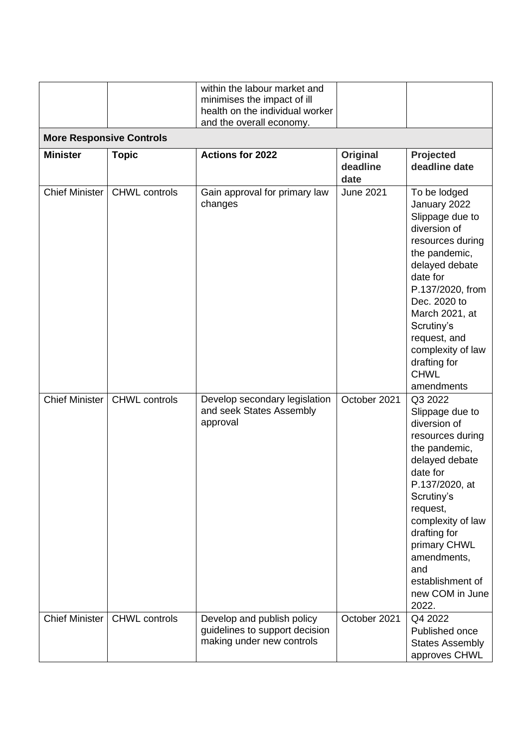| | | within the labour market and minimises the impact of ill health on the individual worker and the overall economy. | | |
|---|---|---|---|---|
| **More Responsive Controls** | | | | |
| **Minister** | **Topic** | **Actions for 2022** | **Original deadline date** | **Projected deadline date** |
| Chief Minister | CHWL controls | Gain approval for primary law changes | June 2021 | To be lodged January 2022 Slippage due to diversion of resources during the pandemic, delayed debate date for P.137/2020, from Dec. 2020 to March 2021, at Scrutiny's request, and complexity of law drafting for CHWL amendments |
| Chief Minister | CHWL controls | Develop secondary legislation and seek States Assembly approval | October 2021 | Q3 2022 Slippage due to diversion of resources during the pandemic, delayed debate date for P.137/2020, at Scrutiny's request, complexity of law drafting for primary CHWL amendments, and establishment of new COM in June 2022. |
| Chief Minister | CHWL controls | Develop and publish policy guidelines to support decision making under new controls | October 2021 | Q4 2022 Published once States Assembly approves CHWL |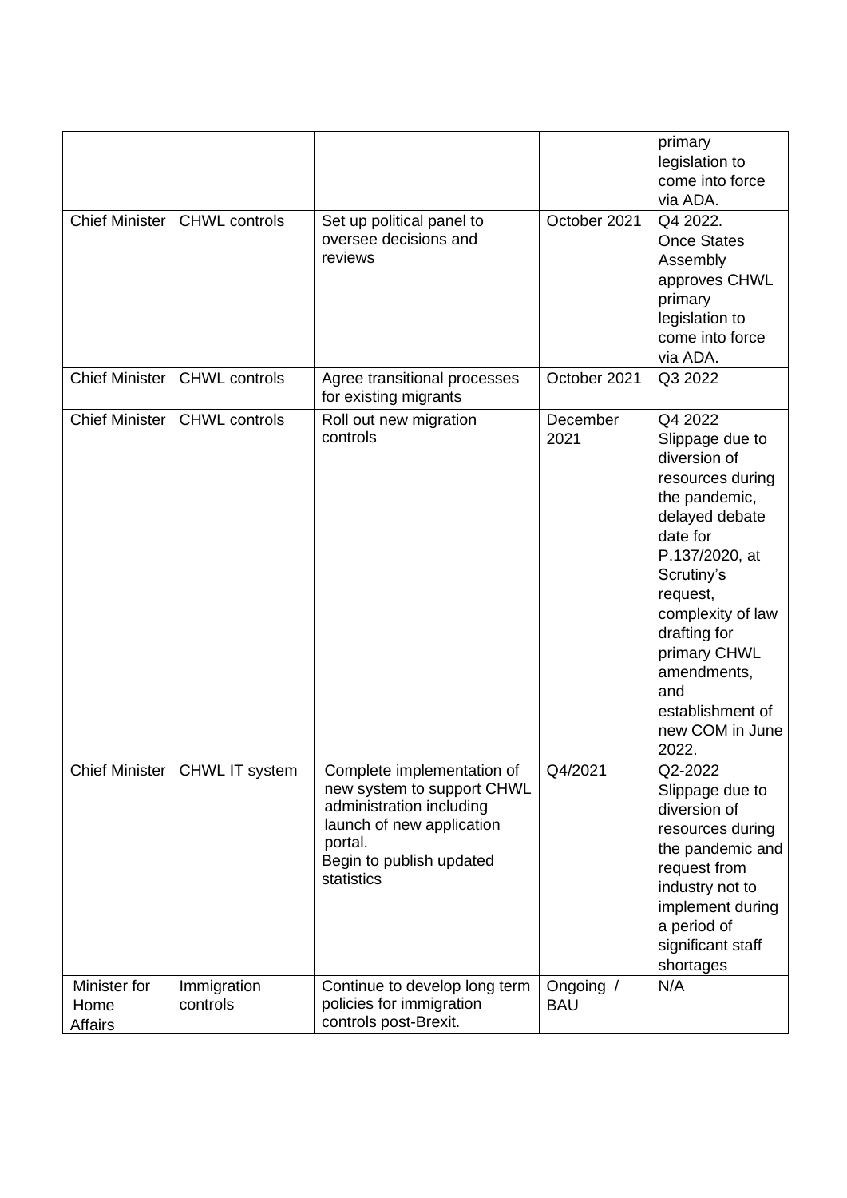| | | | | primary legislation to come into force via ADA. |
|---|---|---|---|---|
| Chief Minister | CHWL controls | Set up political panel to oversee decisions and reviews | October 2021 | Q4 2022. Once States Assembly approves CHWL primary legislation to come into force via ADA. |
| Chief Minister | CHWL controls | Agree transitional processes for existing migrants | October 2021 | Q3 2022 |
| Chief Minister | CHWL controls | Roll out new migration controls | December 2021 | Q4 2022 Slippage due to diversion of resources during the pandemic, delayed debate date for P.137/2020, at Scrutiny's request, complexity of law drafting for primary CHWL amendments, and establishment of new COM in June 2022. |
| Chief Minister | CHWL IT system | Complete implementation of new system to support CHWL administration including launch of new application portal. Begin to publish updated statistics | Q4/2021 | Q2-2022 Slippage due to diversion of resources during the pandemic and request from industry not to implement during a period of significant staff shortages |
| Minister for Home Affairs | Immigration controls | Continue to develop long term policies for immigration controls post-Brexit. | Ongoing / BAU | N/A |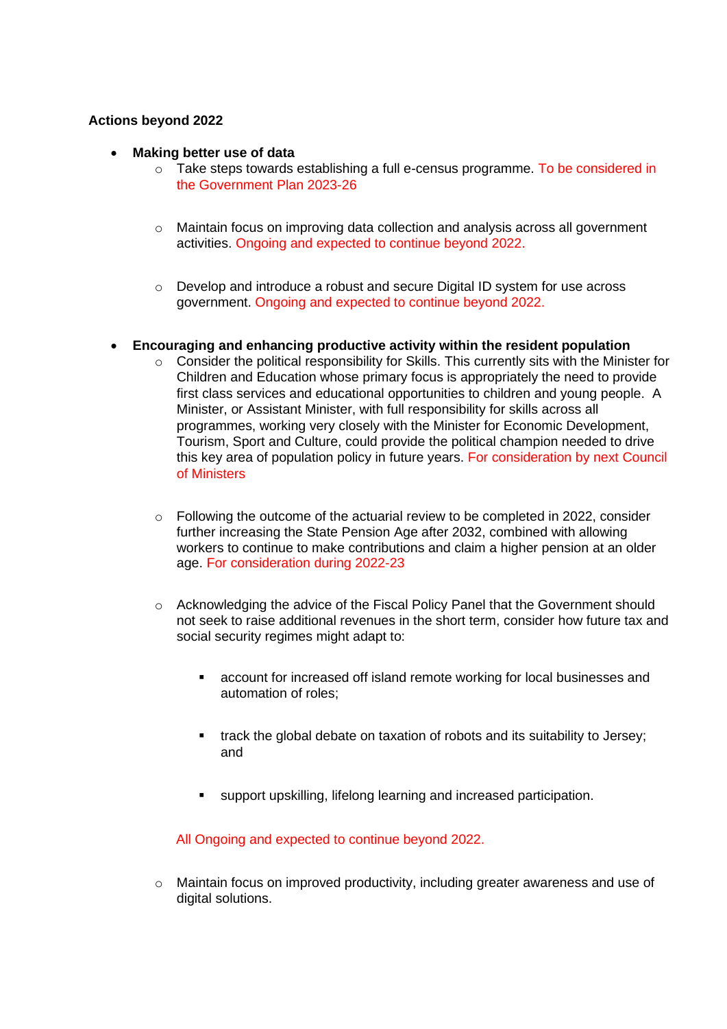**Actions beyond 2022**

- **Making better use of data**
    - Take steps towards establishing a full e-census programme. To be considered in the Government Plan 2023-26
    - Maintain focus on improving data collection and analysis across all government activities. Ongoing and expected to continue beyond 2022.
    - Develop and introduce a robust and secure Digital ID system for use across government. Ongoing and expected to continue beyond 2022.
- **Encouraging and enhancing productive activity within the resident population**
    - Consider the political responsibility for Skills. This currently sits with the Minister for Children and Education whose primary focus is appropriately the need to provide first class services and educational opportunities to children and young people. A Minister, or Assistant Minister, with full responsibility for skills across all programmes, working very closely with the Minister for Economic Development, Tourism, Sport and Culture, could provide the political champion needed to drive this key area of population policy in future years. For consideration by next Council of Ministers
    - Following the outcome of the actuarial review to be completed in 2022, consider further increasing the State Pension Age after 2032, combined with allowing workers to continue to make contributions and claim a higher pension at an older age. For consideration during 2022-23
    - Acknowledging the advice of the Fiscal Policy Panel that the Government should not seek to raise additional revenues in the short term, consider how future tax and social security regimes might adapt to:
        - account for increased off island remote working for local businesses and automation of roles;
        - track the global debate on taxation of robots and its suitability to Jersey; and
        - support upskilling, lifelong learning and increased participation.

      All Ongoing and expected to continue beyond 2022.
    - Maintain focus on improved productivity, including greater awareness and use of digital solutions.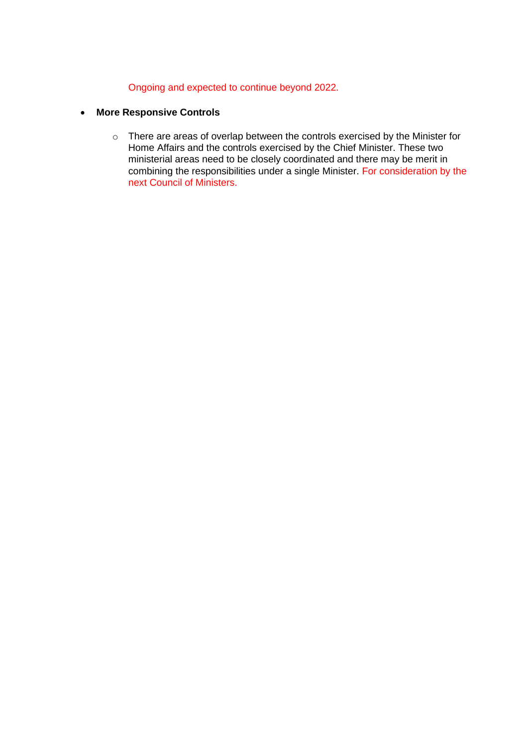Ongoing and expected to continue beyond 2022.

- **More Responsive Controls**
  - There are areas of overlap between the controls exercised by the Minister for Home Affairs and the controls exercised by the Chief Minister. These two ministerial areas need to be closely coordinated and there may be merit in combining the responsibilities under a single Minister. For consideration by the next Council of Ministers.